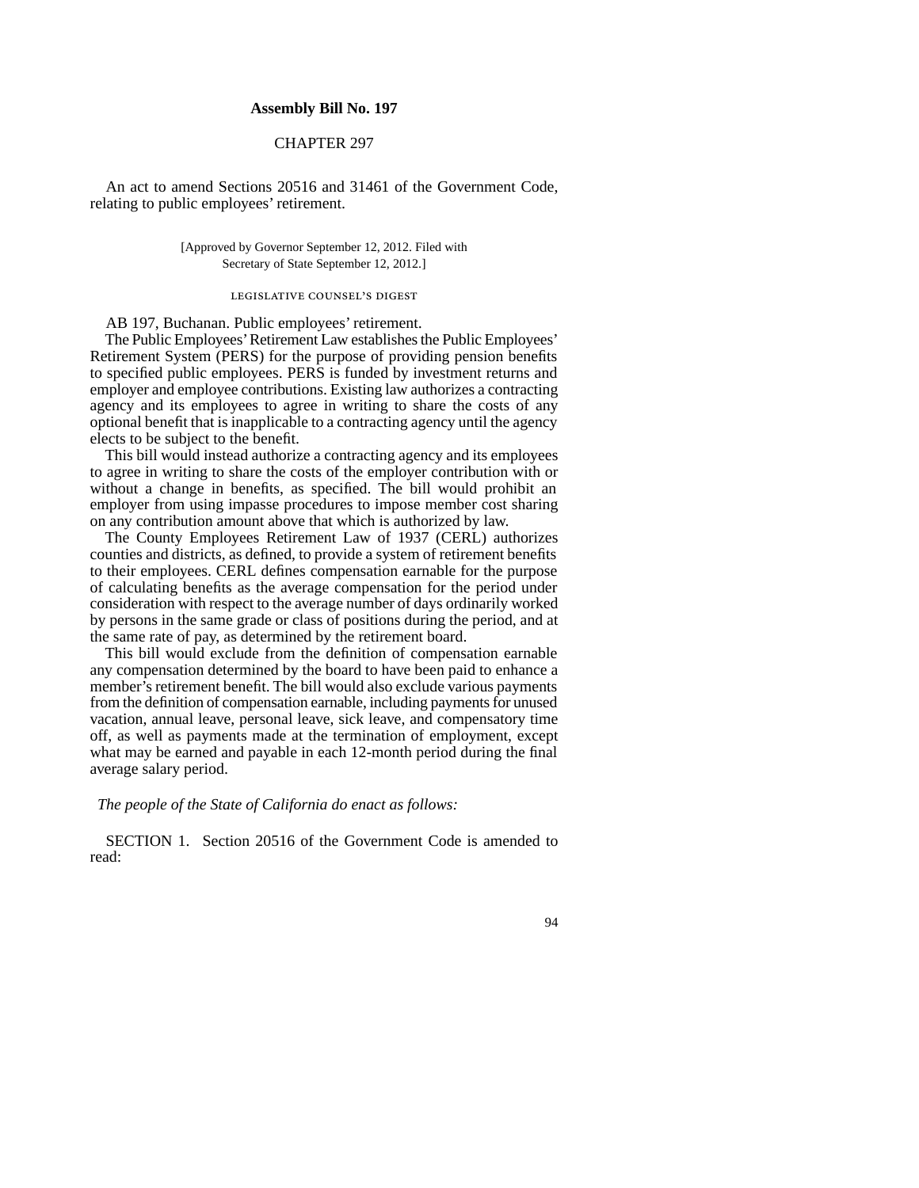# Assembly Bill No. 197

## CHAPTER 297

An act to amend Sections 20516 and 31461 of the Government Code, relating to public employees' retirement.

[Approved by Governor September 12, 2012. Filed with Secretary of State September 12, 2012.]

### LEGISLATIVE COUNSEL'S DIGEST

AB 197, Buchanan. Public employees' retirement.

The Public Employees' Retirement Law establishes the Public Employees' Retirement System (PERS) for the purpose of providing pension benefits to specified public employees. PERS is funded by investment returns and employer and employee contributions. Existing law authorizes a contracting agency and its employees to agree in writing to share the costs of any optional benefit that is inapplicable to a contracting agency until the agency elects to be subject to the benefit.

This bill would instead authorize a contracting agency and its employees to agree in writing to share the costs of the employer contribution with or without a change in benefits, as specified. The bill would prohibit an employer from using impasse procedures to impose member cost sharing on any contribution amount above that which is authorized by law.

The County Employees Retirement Law of 1937 (CERL) authorizes counties and districts, as defined, to provide a system of retirement benefits to their employees. CERL defines compensation earnable for the purpose of calculating benefits as the average compensation for the period under consideration with respect to the average number of days ordinarily worked by persons in the same grade or class of positions during the period, and at the same rate of pay, as determined by the retirement board.

This bill would exclude from the definition of compensation earnable any compensation determined by the board to have been paid to enhance a member's retirement benefit. The bill would also exclude various payments from the definition of compensation earnable, including payments for unused vacation, annual leave, personal leave, sick leave, and compensatory time off, as well as payments made at the termination of employment, except what may be earned and payable in each 12-month period during the final average salary period.

*The people of the State of California do enact as follows:*

SECTION 1. Section 20516 of the Government Code is amended to read: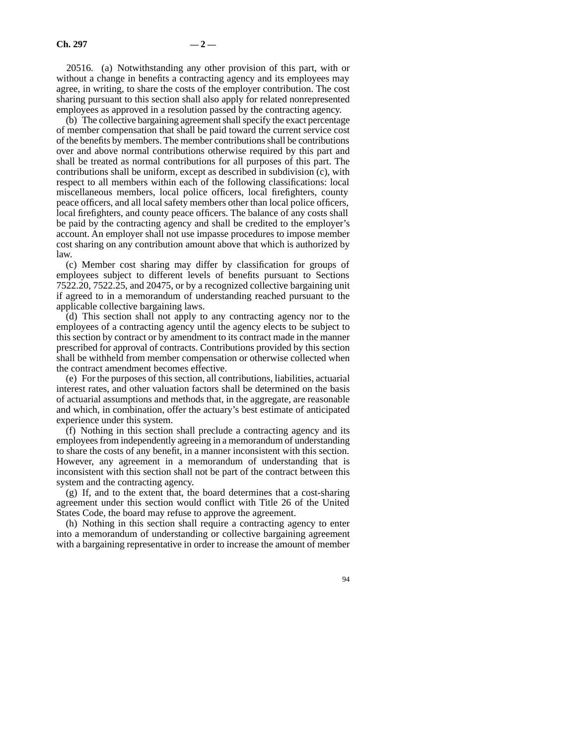20516. (a) Notwithstanding any other provision of this part, with or without a change in benefits a contracting agency and its employees may agree, in writing, to share the costs of the employer contribution. The cost sharing pursuant to this section shall also apply for related nonrepresented employees as approved in a resolution passed by the contracting agency.

(b) The collective bargaining agreement shall specify the exact percentage of member compensation that shall be paid toward the current service cost of the benefits by members. The member contributions shall be contributions over and above normal contributions otherwise required by this part and shall be treated as normal contributions for all purposes of this part. The contributions shall be uniform, except as described in subdivision (c), with respect to all members within each of the following classifications: local miscellaneous members, local police officers, local firefighters, county peace officers, and all local safety members other than local police officers, local firefighters, and county peace officers. The balance of any costs shall be paid by the contracting agency and shall be credited to the employer's account. An employer shall not use impasse procedures to impose member cost sharing on any contribution amount above that which is authorized by law.

(c) Member cost sharing may differ by classification for groups of employees subject to different levels of benefits pursuant to Sections 7522.20, 7522.25, and 20475, or by a recognized collective bargaining unit if agreed to in a memorandum of understanding reached pursuant to the applicable collective bargaining laws.

(d) This section shall not apply to any contracting agency nor to the employees of a contracting agency until the agency elects to be subject to this section by contract or by amendment to its contract made in the manner prescribed for approval of contracts. Contributions provided by this section shall be withheld from member compensation or otherwise collected when the contract amendment becomes effective.

(e) For the purposes of this section, all contributions, liabilities, actuarial interest rates, and other valuation factors shall be determined on the basis of actuarial assumptions and methods that, in the aggregate, are reasonable and which, in combination, offer the actuary's best estimate of anticipated experience under this system.

(f) Nothing in this section shall preclude a contracting agency and its employees from independently agreeing in a memorandum of understanding to share the costs of any benefit, in a manner inconsistent with this section. However, any agreement in a memorandum of understanding that is inconsistent with this section shall not be part of the contract between this system and the contracting agency.

(g) If, and to the extent that, the board determines that a cost-sharing agreement under this section would conflict with Title 26 of the United States Code, the board may refuse to approve the agreement.

(h) Nothing in this section shall require a contracting agency to enter into a memorandum of understanding or collective bargaining agreement with a bargaining representative in order to increase the amount of member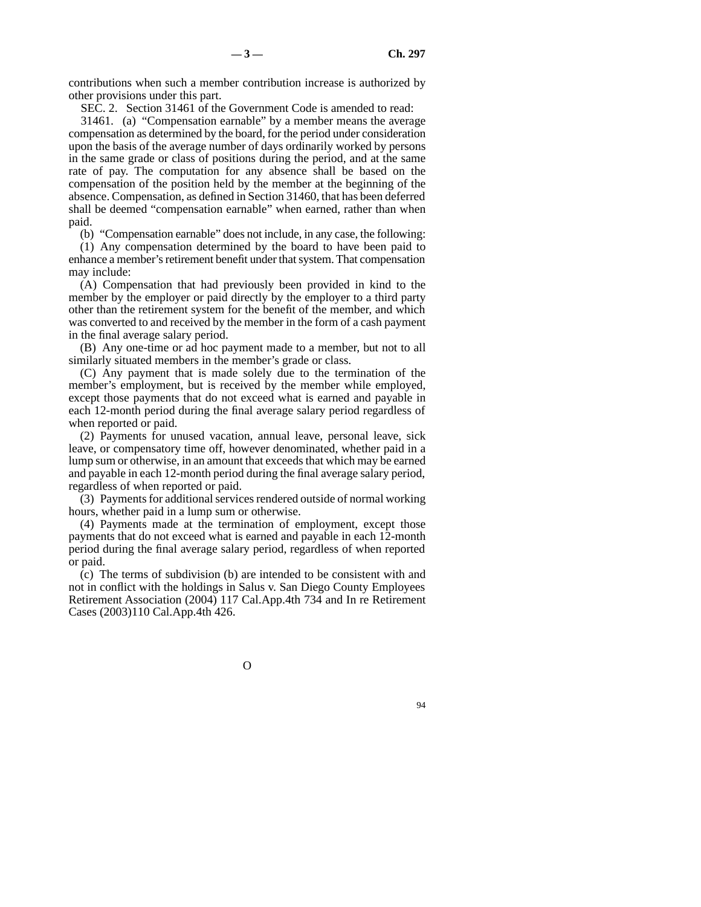contributions when such a member contribution increase is authorized by other provisions under this part.

SEC. 2. Section 31461 of the Government Code is amended to read:

31461. (a) "Compensation earnable" by a member means the average compensation as determined by the board, for the period under consideration upon the basis of the average number of days ordinarily worked by persons in the same grade or class of positions during the period, and at the same rate of pay. The computation for any absence shall be based on the compensation of the position held by the member at the beginning of the absence. Compensation, as defined in Section 31460, that has been deferred shall be deemed "compensation earnable" when earned, rather than when paid.

(b) "Compensation earnable" does not include, in any case, the following:

(1) Any compensation determined by the board to have been paid to enhance a member's retirement benefit under that system. That compensation may include:

(A) Compensation that had previously been provided in kind to the member by the employer or paid directly by the employer to a third party other than the retirement system for the benefit of the member, and which was converted to and received by the member in the form of a cash payment in the final average salary period.

(B) Any one-time or ad hoc payment made to a member, but not to all similarly situated members in the member's grade or class.

(C) Any payment that is made solely due to the termination of the member's employment, but is received by the member while employed, except those payments that do not exceed what is earned and payable in each 12-month period during the final average salary period regardless of when reported or paid.

(2) Payments for unused vacation, annual leave, personal leave, sick leave, or compensatory time off, however denominated, whether paid in a lump sum or otherwise, in an amount that exceeds that which may be earned and payable in each 12-month period during the final average salary period, regardless of when reported or paid.

(3) Payments for additional services rendered outside of normal working hours, whether paid in a lump sum or otherwise.

(4) Payments made at the termination of employment, except those payments that do not exceed what is earned and payable in each 12-month period during the final average salary period, regardless of when reported or paid.

(c) The terms of subdivision (b) are intended to be consistent with and not in conflict with the holdings in Salus v. San Diego County Employees Retirement Association (2004) 117 Cal.App.4th 734 and In re Retirement Cases (2003)110 Cal.App.4th 426.

O